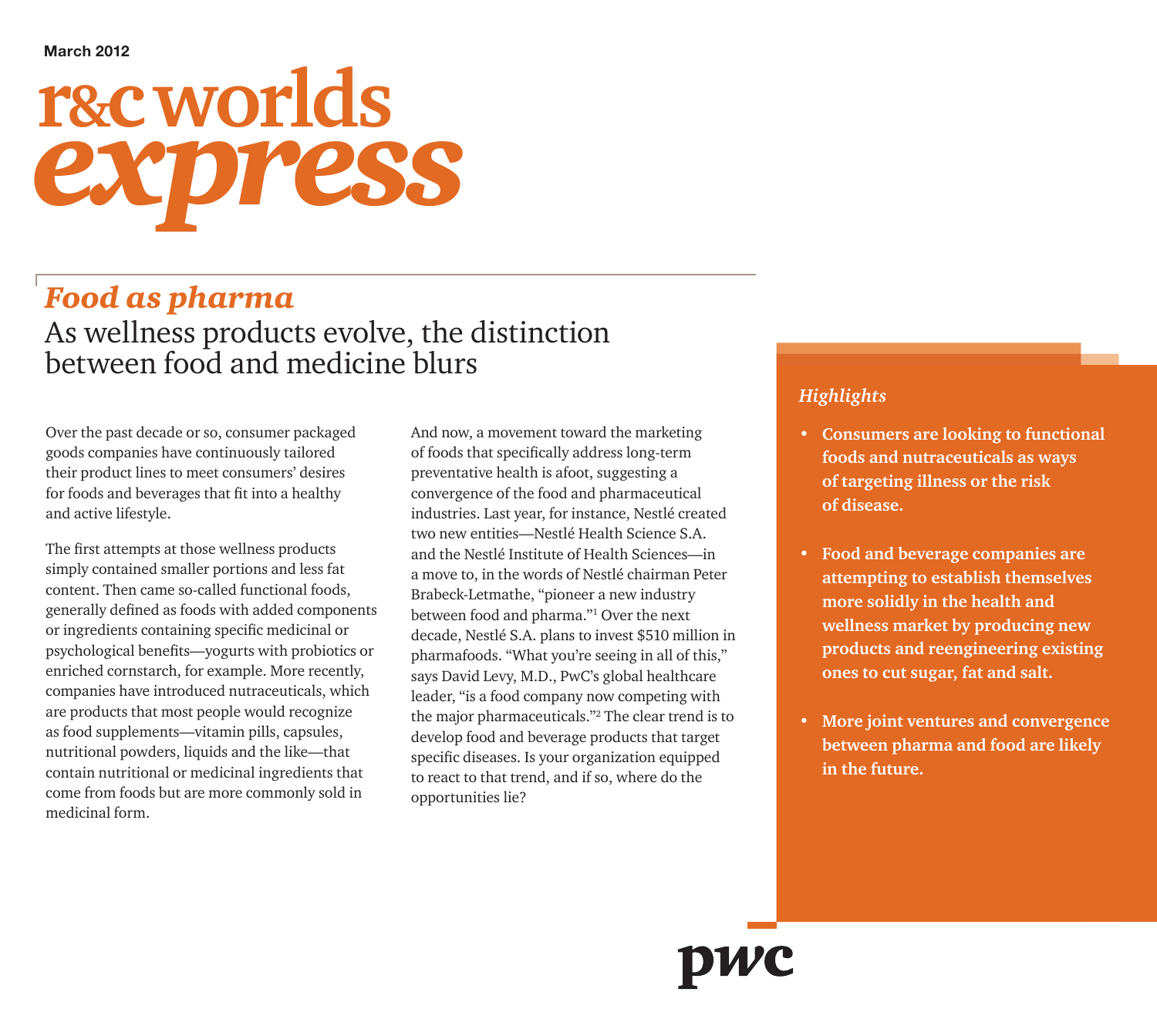March 2012

# r&c worlds *express*

## *Food as pharma*

### As wellness products evolve, the distinction between food and medicine blurs

Over the past decade or so, consumer packaged goods companies have continuously tailored their product lines to meet consumers' desires for foods and beverages that fit into a healthy and active lifestyle.

The first attempts at those wellness products simply contained smaller portions and less fat content. Then came so-called functional foods, generally defined as foods with added components or ingredients containing specific medicinal or psychological benefits—yogurts with probiotics or enriched cornstarch, for example. More recently, companies have introduced nutraceuticals, which are products that most people would recognize as food supplements—vitamin pills, capsules, nutritional powders, liquids and the like—that contain nutritional or medicinal ingredients that come from foods but are more commonly sold in medicinal form.

And now, a movement toward the marketing of foods that specifically address long-term preventative health is afoot, suggesting a convergence of the food and pharmaceutical industries. Last year, for instance, Nestlé created two new entities—Nestlé Health Science S.A. and the Nestlé Institute of Health Sciences—in a move to, in the words of Nestlé chairman Peter Brabeck-Letmathe, "pioneer a new industry between food and pharma."[1] Over the next decade, Nestlé S.A. plans to invest $510 million in pharmafoods. "What you're seeing in all of this," says David Levy, M.D., PwC's global healthcare leader, "is a food company now competing with the major pharmaceuticals."[2] The clear trend is to develop food and beverage products that target specific diseases. Is your organization equipped to react to that trend, and if so, where do the opportunities lie?

*Highlights*

- **Consumers are looking to functional foods and nutraceuticals as ways of targeting illness or the risk of disease.**
- **Food and beverage companies are attempting to establish themselves more solidly in the health and wellness market by producing new products and reengineering existing ones to cut sugar, fat and salt.**
- **More joint ventures and convergence between pharma and food are likely in the future.**

pwc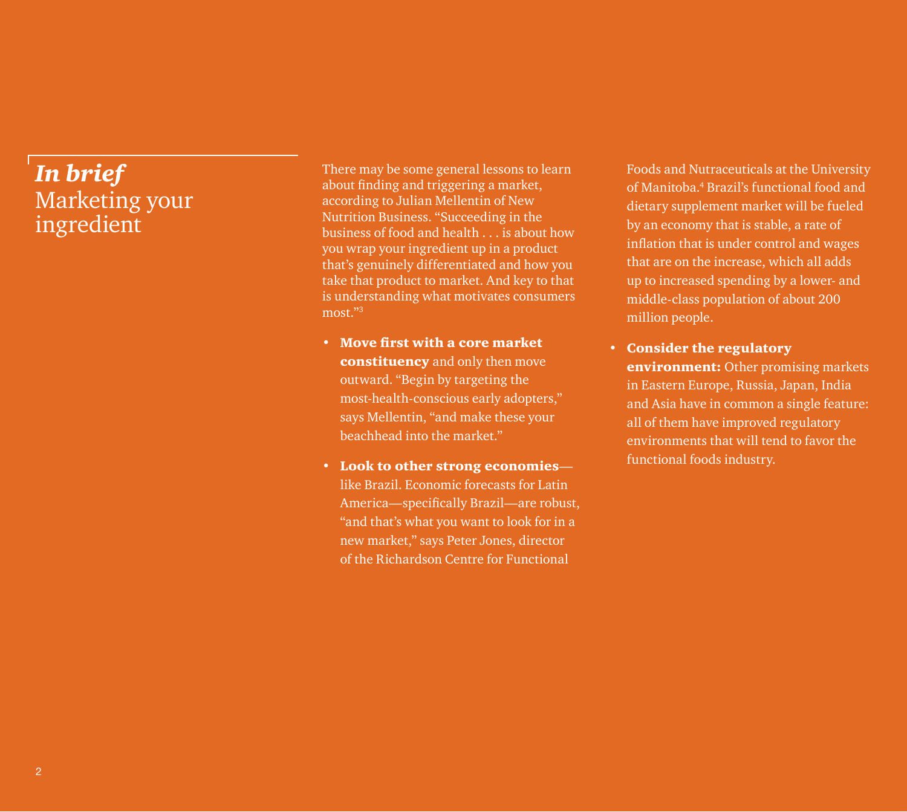## *In brief*
## Marketing your ingredient

There may be some general lessons to learn about finding and triggering a market, according to Julian Mellentin of New Nutrition Business. “Succeeding in the business of food and health . . . is about how you wrap your ingredient up in a product that’s genuinely differentiated and how you take that product to market. And key to that is understanding what motivates consumers most.”[3]

- **Move first with a core market constituency** and only then move outward. “Begin by targeting the most-health-conscious early adopters,” says Mellentin, “and make these your beachhead into the market.”
- **Look to other strong economies**—like Brazil. Economic forecasts for Latin America—specifically Brazil—are robust, “and that’s what you want to look for in a new market,” says Peter Jones, director of the Richardson Centre for Functional Foods and Nutraceuticals at the University of Manitoba.[4] Brazil’s functional food and dietary supplement market will be fueled by an economy that is stable, a rate of inflation that is under control and wages that are on the increase, which all adds up to increased spending by a lower- and middle-class population of about 200 million people.
- **Consider the regulatory environment:** Other promising markets in Eastern Europe, Russia, Japan, India and Asia have in common a single feature: all of them have improved regulatory environments that will tend to favor the functional foods industry.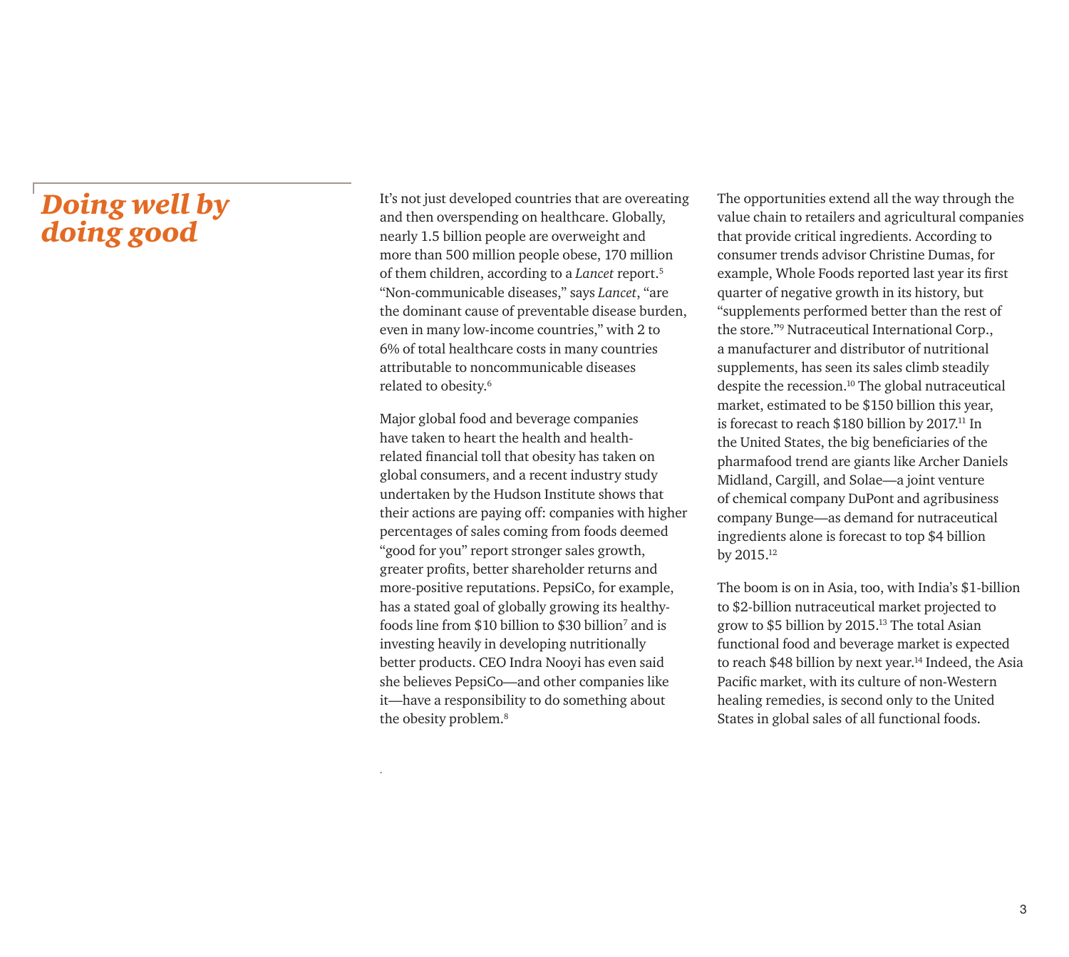## *Doing well by doing good*

It's not just developed countries that are overeating and then overspending on healthcare. Globally, nearly 1.5 billion people are overweight and more than 500 million people obese, 170 million of them children, according to a *Lancet* report.[5] "Non-communicable diseases," says *Lancet*, "are the dominant cause of preventable disease burden, even in many low-income countries," with 2 to 6% of total healthcare costs in many countries attributable to noncommunicable diseases related to obesity.[6]

Major global food and beverage companies have taken to heart the health and health-related financial toll that obesity has taken on global consumers, and a recent industry study undertaken by the Hudson Institute shows that their actions are paying off: companies with higher percentages of sales coming from foods deemed "good for you" report stronger sales growth, greater profits, better shareholder returns and more-positive reputations. PepsiCo, for example, has a stated goal of globally growing its healthy-foods line from $10 billion to $30 billion[7] and is investing heavily in developing nutritionally better products. CEO Indra Nooyi has even said she believes PepsiCo—and other companies like it—have a responsibility to do something about the obesity problem.[8]

The opportunities extend all the way through the value chain to retailers and agricultural companies that provide critical ingredients. According to consumer trends advisor Christine Dumas, for example, Whole Foods reported last year its first quarter of negative growth in its history, but "supplements performed better than the rest of the store."[9] Nutraceutical International Corp., a manufacturer and distributor of nutritional supplements, has seen its sales climb steadily despite the recession.[10] The global nutraceutical market, estimated to be $150 billion this year, is forecast to reach $180 billion by 2017.[11] In the United States, the big beneficiaries of the pharmafood trend are giants like Archer Daniels Midland, Cargill, and Solae—a joint venture of chemical company DuPont and agribusiness company Bunge—as demand for nutraceutical ingredients alone is forecast to top $4 billion by 2015.[12]

The boom is on in Asia, too, with India's $1-billion to $2-billion nutraceutical market projected to grow to $5 billion by 2015.[13] The total Asian functional food and beverage market is expected to reach $48 billion by next year.[14] Indeed, the Asia Pacific market, with its culture of non-Western healing remedies, is second only to the United States in global sales of all functional foods.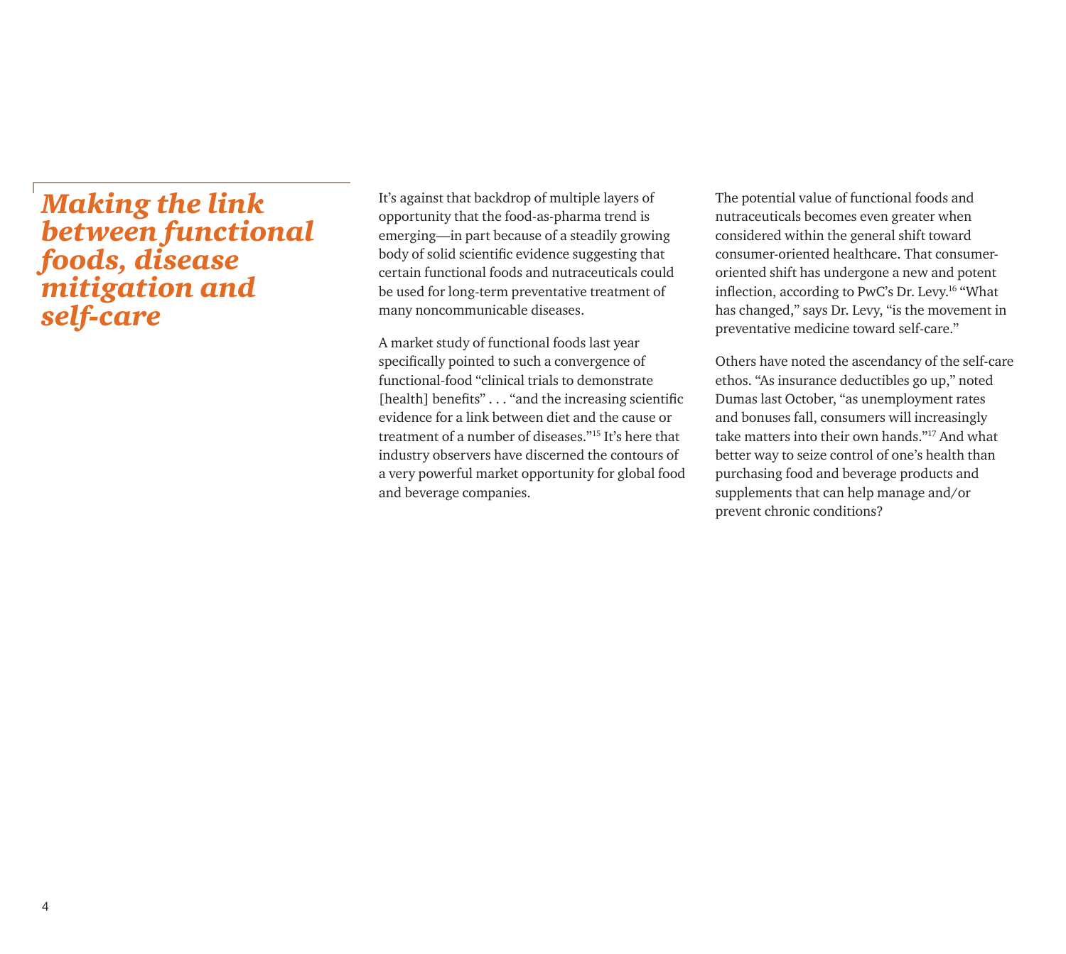## *Making the link between functional foods, disease mitigation and self-care*

It's against that backdrop of multiple layers of opportunity that the food-as-pharma trend is emerging—in part because of a steadily growing body of solid scientific evidence suggesting that certain functional foods and nutraceuticals could be used for long-term preventative treatment of many noncommunicable diseases.

A market study of functional foods last year specifically pointed to such a convergence of functional-food "clinical trials to demonstrate [health] benefits" . . . "and the increasing scientific evidence for a link between diet and the cause or treatment of a number of diseases."[15] It's here that industry observers have discerned the contours of a very powerful market opportunity for global food and beverage companies.

The potential value of functional foods and nutraceuticals becomes even greater when considered within the general shift toward consumer-oriented healthcare. That consumer-oriented shift has undergone a new and potent inflection, according to PwC's Dr. Levy.[16] "What has changed," says Dr. Levy, "is the movement in preventative medicine toward self-care."

Others have noted the ascendancy of the self-care ethos. "As insurance deductibles go up," noted Dumas last October, "as unemployment rates and bonuses fall, consumers will increasingly take matters into their own hands."[17] And what better way to seize control of one's health than purchasing food and beverage products and supplements that can help manage and/or prevent chronic conditions?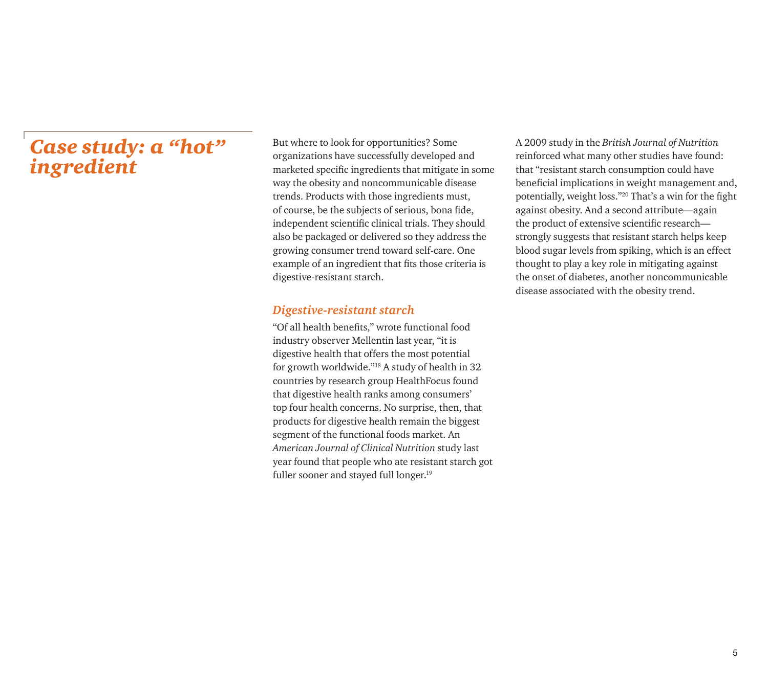## *Case study: a "hot" ingredient*

But where to look for opportunities? Some organizations have successfully developed and marketed specific ingredients that mitigate in some way the obesity and noncommunicable disease trends. Products with those ingredients must, of course, be the subjects of serious, bona fide, independent scientific clinical trials. They should also be packaged or delivered so they address the growing consumer trend toward self-care. One example of an ingredient that fits those criteria is digestive-resistant starch.

### *Digestive-resistant starch*

"Of all health benefits," wrote functional food industry observer Mellentin last year, "it is digestive health that offers the most potential for growth worldwide."[18] A study of health in 32 countries by research group HealthFocus found that digestive health ranks among consumers' top four health concerns. No surprise, then, that products for digestive health remain the biggest segment of the functional foods market. An *American Journal of Clinical Nutrition* study last year found that people who ate resistant starch got fuller sooner and stayed full longer.[19]

A 2009 study in the *British Journal of Nutrition* reinforced what many other studies have found: that "resistant starch consumption could have beneficial implications in weight management and, potentially, weight loss."[20] That's a win for the fight against obesity. And a second attribute—again the product of extensive scientific research—strongly suggests that resistant starch helps keep blood sugar levels from spiking, which is an effect thought to play a key role in mitigating against the onset of diabetes, another noncommunicable disease associated with the obesity trend.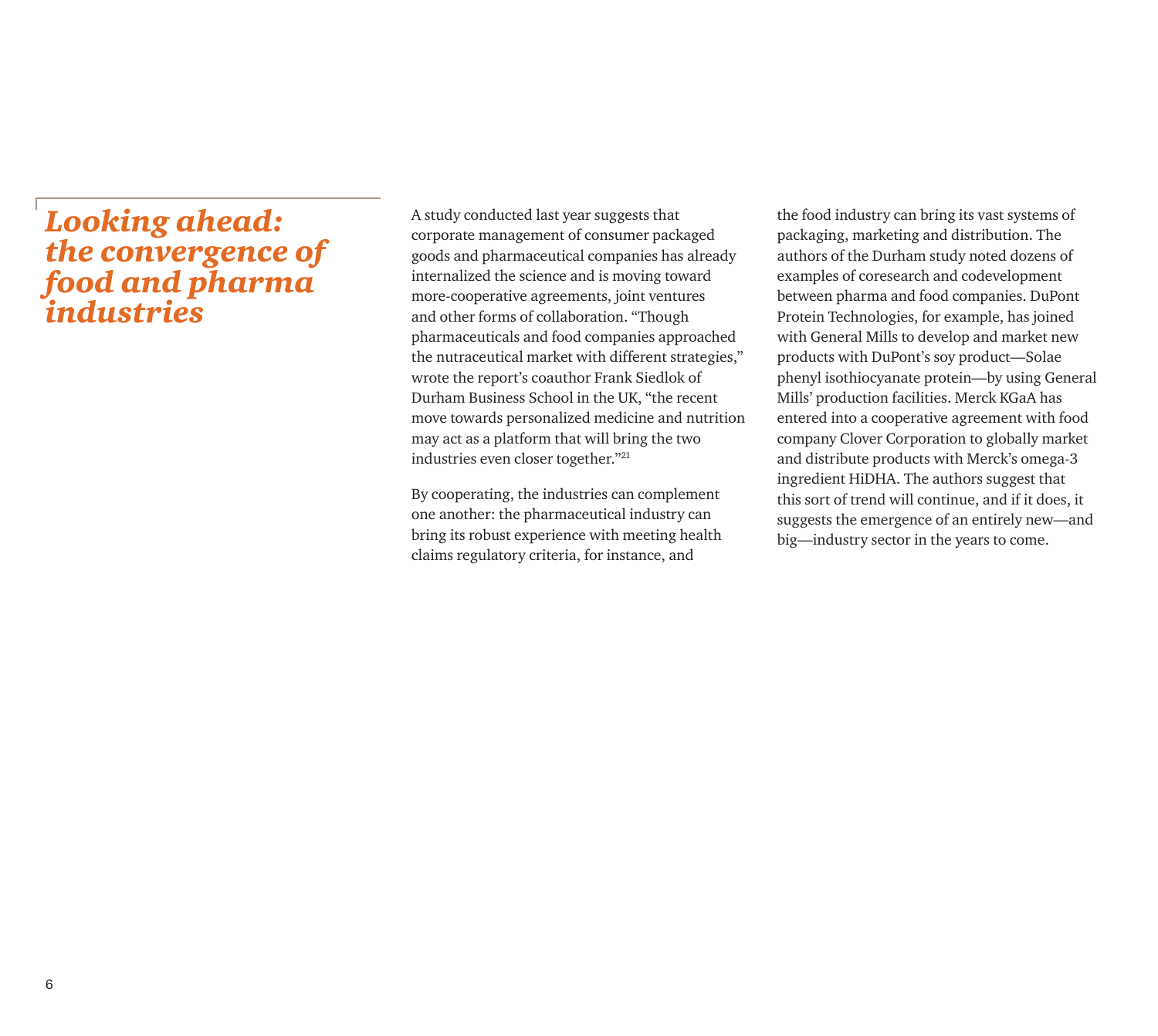# *Looking ahead: the convergence of food and pharma industries*

A study conducted last year suggests that corporate management of consumer packaged goods and pharmaceutical companies has already internalized the science and is moving toward more-cooperative agreements, joint ventures and other forms of collaboration. "Though pharmaceuticals and food companies approached the nutraceutical market with different strategies," wrote the report's coauthor Frank Siedlok of Durham Business School in the UK, "the recent move towards personalized medicine and nutrition may act as a platform that will bring the two industries even closer together."[21]

By cooperating, the industries can complement one another: the pharmaceutical industry can bring its robust experience with meeting health claims regulatory criteria, for instance, and the food industry can bring its vast systems of packaging, marketing and distribution. The authors of the Durham study noted dozens of examples of coresearch and codevelopment between pharma and food companies. DuPont Protein Technologies, for example, has joined with General Mills to develop and market new products with DuPont's soy product—Solae phenyl isothiocyanate protein—by using General Mills' production facilities. Merck KGaA has entered into a cooperative agreement with food company Clover Corporation to globally market and distribute products with Merck's omega-3 ingredient HiDHA. The authors suggest that this sort of trend will continue, and if it does, it suggests the emergence of an entirely new—and big—industry sector in the years to come.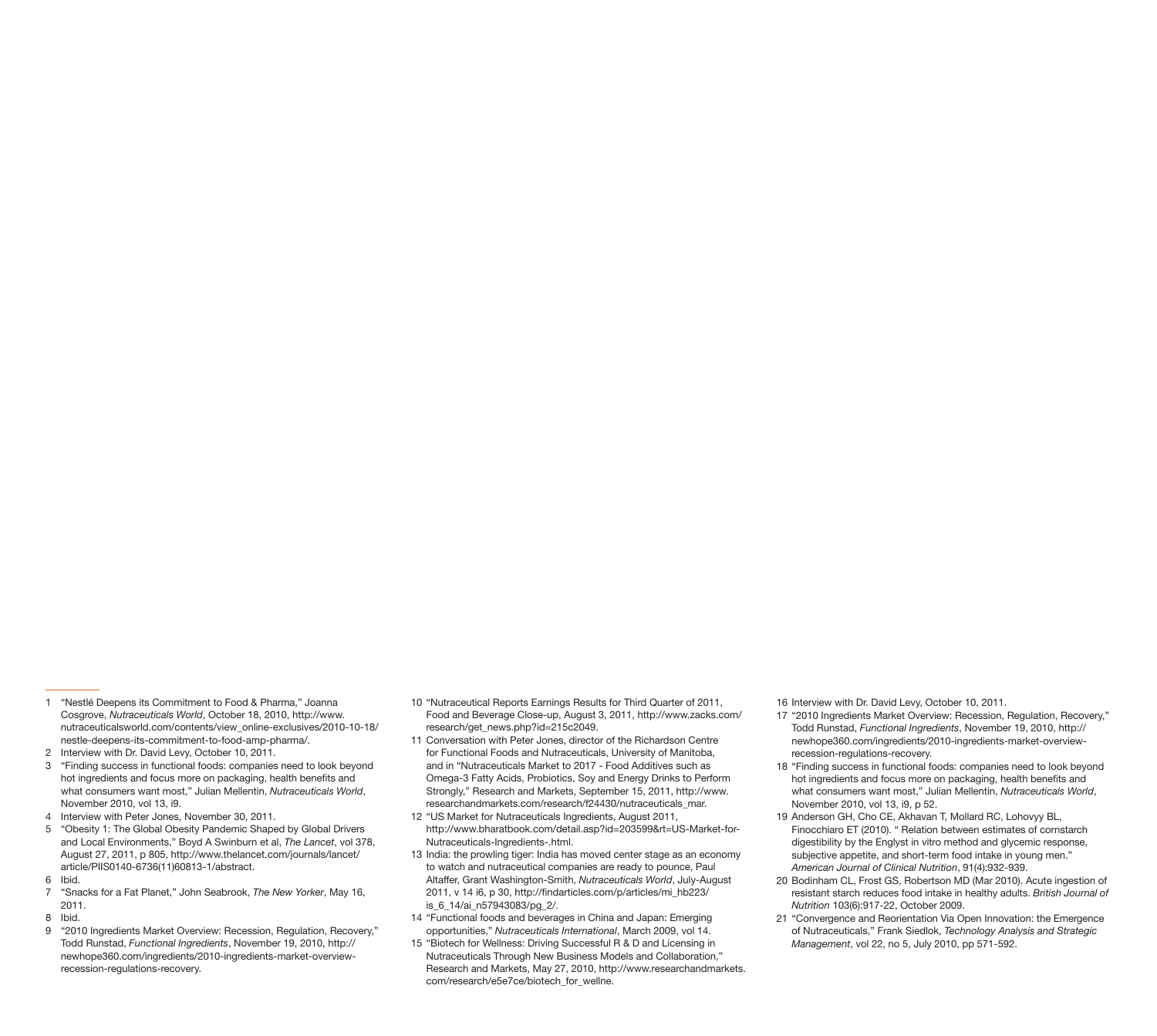1. "Nestlé Deepens its Commitment to Food & Pharma," Joanna Cosgrove, *Nutraceuticals World*, October 18, 2010, http://www.nutraceuticalsworld.com/contents/view_online-exclusives/2010-10-18/nestle-deepens-its-commitment-to-food-amp-pharma/.
2. Interview with Dr. David Levy, October 10, 2011.
3. "Finding success in functional foods: companies need to look beyond hot ingredients and focus more on packaging, health benefits and what consumers want most," Julian Mellentin, *Nutraceuticals World*, November 2010, vol 13, i9.
4. Interview with Peter Jones, November 30, 2011.
5. "Obesity 1: The Global Obesity Pandemic Shaped by Global Drivers and Local Environments," Boyd A Swinburn et al, *The Lancet*, vol 378, August 27, 2011, p 805, http://www.thelancet.com/journals/lancet/article/PIIS0140-6736(11)60813-1/abstract.
6. Ibid.
7. "Snacks for a Fat Planet," John Seabrook, *The New Yorker*, May 16, 2011.
8. Ibid.
9. "2010 Ingredients Market Overview: Recession, Regulation, Recovery," Todd Runstad, *Functional Ingredients*, November 19, 2010, http://newhope360.com/ingredients/2010-ingredients-market-overview-recession-regulations-recovery.
10. "Nutraceutical Reports Earnings Results for Third Quarter of 2011, Food and Beverage Close-up, August 3, 2011, http://www.zacks.com/research/get_news.php?id=215c2049.
11. Conversation with Peter Jones, director of the Richardson Centre for Functional Foods and Nutraceuticals, University of Manitoba, and in "Nutraceuticals Market to 2017 - Food Additives such as Omega-3 Fatty Acids, Probiotics, Soy and Energy Drinks to Perform Strongly," Research and Markets, September 15, 2011, http://www.researchandmarkets.com/research/f24430/nutraceuticals_mar.
12. "US Market for Nutraceuticals Ingredients, August 2011, http://www.bharatbook.com/detail.asp?id=203599&rt=US-Market-for-Nutraceuticals-Ingredients-.html.
13. India: the prowling tiger: India has moved center stage as an economy to watch and nutraceutical companies are ready to pounce, Paul Altaffer, Grant Washington-Smith, *Nutraceuticals World*, July-August 2011, v 14 i6, p 30, http://findarticles.com/p/articles/mi_hb223/is_6_14/ai_n57943083/pg_2/.
14. "Functional foods and beverages in China and Japan: Emerging opportunities," *Nutraceuticals International*, March 2009, vol 14.
15. "Biotech for Wellness: Driving Successful R & D and Licensing in Nutraceuticals Through New Business Models and Collaboration," Research and Markets, May 27, 2010, http://www.researchandmarkets.com/research/e5e7ce/biotech_for_wellne.
16. Interview with Dr. David Levy, October 10, 2011.
17. "2010 Ingredients Market Overview: Recession, Regulation, Recovery," Todd Runstad, *Functional Ingredients*, November 19, 2010, http://newhope360.com/ingredients/2010-ingredients-market-overview-recession-regulations-recovery.
18. "Finding success in functional foods: companies need to look beyond hot ingredients and focus more on packaging, health benefits and what consumers want most," Julian Mellentin, *Nutraceuticals World*, November 2010, vol 13, i9, p 52.
19. Anderson GH, Cho CE, Akhavan T, Mollard RC, Lohovyy BL, Finocchiaro ET (2010). " Relation between estimates of cornstarch digestibility by the Englyst in vitro method and glycemic response, subjective appetite, and short-term food intake in young men." *American Journal of Clinical Nutrition*, 91(4):932-939.
20. Bodinham CL, Frost GS, Robertson MD (Mar 2010). Acute ingestion of resistant starch reduces food intake in healthy adults. *British Journal of Nutrition* 103(6):917-22, October 2009.
21. "Convergence and Reorientation Via Open Innovation: the Emergence of Nutraceuticals," Frank Siedlok, *Technology Analysis and Strategic Management*, vol 22, no 5, July 2010, pp 571-592.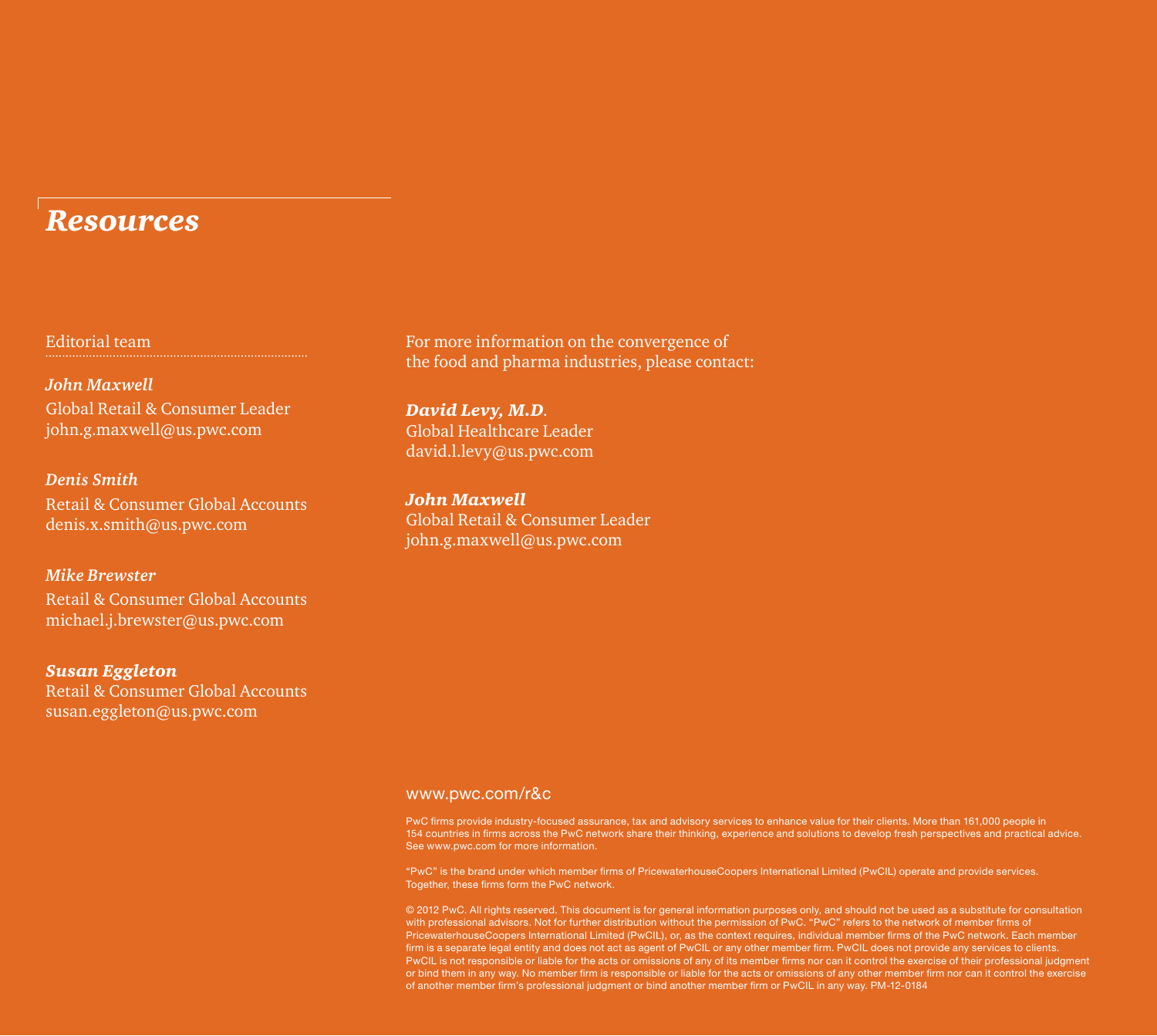# *Resources*

Editorial team

***John Maxwell***
Global Retail & Consumer Leader
john.g.maxwell@us.pwc.com

***Denis Smith***
Retail & Consumer Global Accounts
denis.x.smith@us.pwc.com

***Mike Brewster***
Retail & Consumer Global Accounts
michael.j.brewster@us.pwc.com

***Susan Eggleton***
Retail & Consumer Global Accounts
susan.eggleton@us.pwc.com

For more information on the convergence of the food and pharma industries, please contact:

***David Levy, M.D.***
Global Healthcare Leader
david.l.levy@us.pwc.com

***John Maxwell***
Global Retail & Consumer Leader
john.g.maxwell@us.pwc.com

www.pwc.com/r&c

PwC firms provide industry-focused assurance, tax and advisory services to enhance value for their clients. More than 161,000 people in 154 countries in firms across the PwC network share their thinking, experience and solutions to develop fresh perspectives and practical advice. See www.pwc.com for more information.

"PwC" is the brand under which member firms of PricewaterhouseCoopers International Limited (PwCIL) operate and provide services. Together, these firms form the PwC network.

© 2012 PwC. All rights reserved. This document is for general information purposes only, and should not be used as a substitute for consultation with professional advisors. Not for further distribution without the permission of PwC. "PwC" refers to the network of member firms of PricewaterhouseCoopers International Limited (PwCIL), or, as the context requires, individual member firms of the PwC network. Each member firm is a separate legal entity and does not act as agent of PwCIL or any other member firm. PwCIL does not provide any services to clients. PwCIL is not responsible or liable for the acts or omissions of any of its member firms nor can it control the exercise of their professional judgment or bind them in any way. No member firm is responsible or liable for the acts or omissions of any other member firm nor can it control the exercise of another member firm's professional judgment or bind another member firm or PwCIL in any way. PM-12-0184